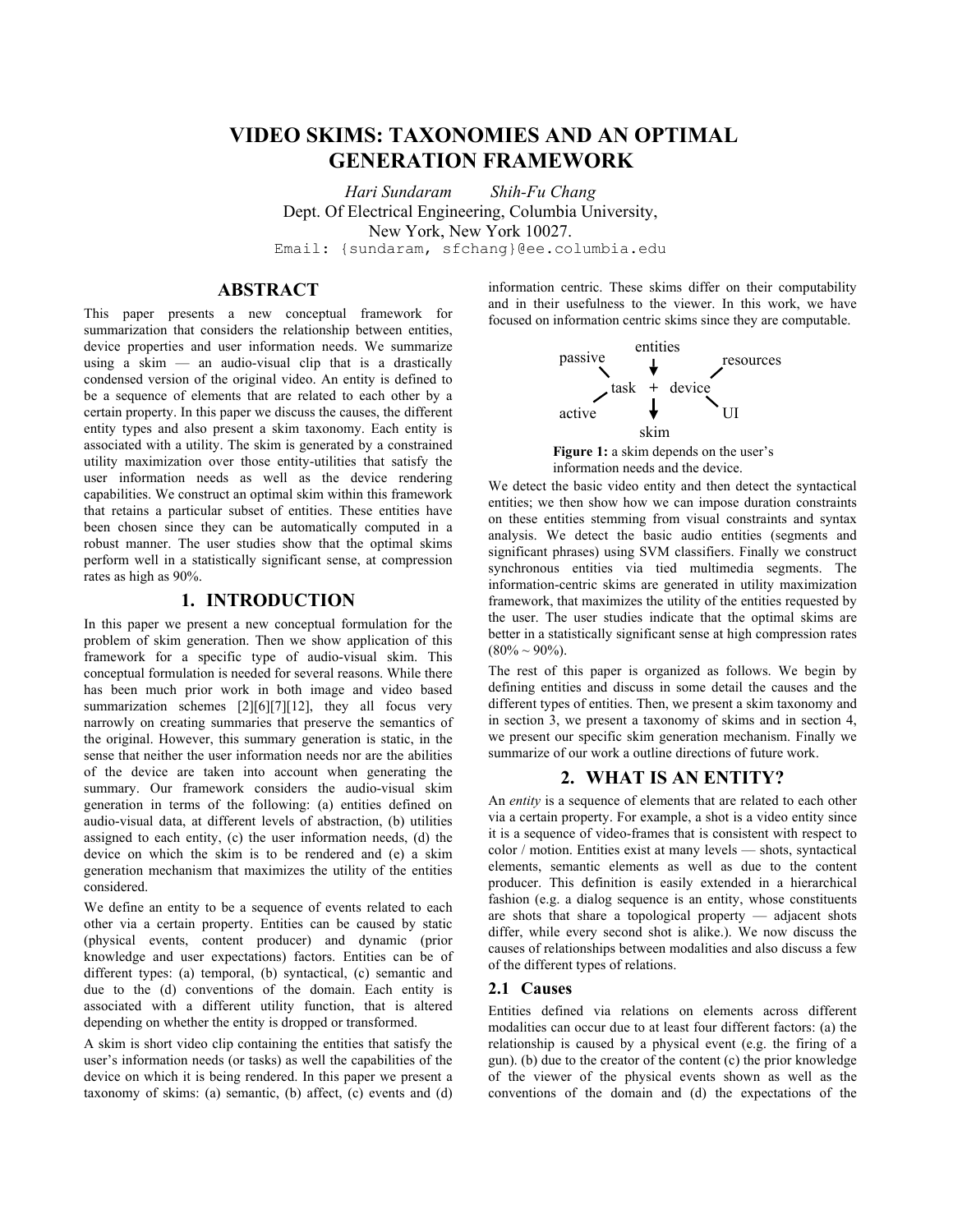# VIDEO SKIMS: TAXONOMIES AND AN OPTIMAL GENERATION FRAMEWORK

*Hari Sundaram* *Shih-Fu Chang*

Dept. Of Electrical Engineering, Columbia University,
New York, New York 10027.

Email: {sundaram, sfchang}@ee.columbia.edu

## ABSTRACT

This paper presents a new conceptual framework for summarization that considers the relationship between entities, device properties and user information needs. We summarize using a skim — an audio-visual clip that is a drastically condensed version of the original video. An entity is defined to be a sequence of elements that are related to each other by a certain property. In this paper we discuss the causes, the different entity types and also present a skim taxonomy. Each entity is associated with a utility. The skim is generated by a constrained utility maximization over those entity-utilities that satisfy the user information needs as well as the device rendering capabilities. We construct an optimal skim within this framework that retains a particular subset of entities. These entities have been chosen since they can be automatically computed in a robust manner. The user studies show that the optimal skims perform well in a statistically significant sense, at compression rates as high as 90%.

## 1. INTRODUCTION

In this paper we present a new conceptual formulation for the problem of skim generation. Then we show application of this framework for a specific type of audio-visual skim. This conceptual formulation is needed for several reasons. While there has been much prior work in both image and video based summarization schemes [2][6][7][12], they all focus very narrowly on creating summaries that preserve the semantics of the original. However, this summary generation is static, in the sense that neither the user information needs nor are the abilities of the device are taken into account when generating the summary. Our framework considers the audio-visual skim generation in terms of the following: (a) entities defined on audio-visual data, at different levels of abstraction, (b) utilities assigned to each entity, (c) the user information needs, (d) the device on which the skim is to be rendered and (e) a skim generation mechanism that maximizes the utility of the entities considered.

We define an entity to be a sequence of events related to each other via a certain property. Entities can be caused by static (physical events, content producer) and dynamic (prior knowledge and user expectations) factors. Entities can be of different types: (a) temporal, (b) syntactical, (c) semantic and due to the (d) conventions of the domain. Each entity is associated with a different utility function, that is altered depending on whether the entity is dropped or transformed.

A skim is short video clip containing the entities that satisfy the user's information needs (or tasks) as well the capabilities of the device on which it is being rendered. In this paper we present a taxonomy of skims: (a) semantic, (b) affect, (c) events and (d) information centric. These skims differ on their computability and in their usefulness to the viewer. In this work, we have focused on information centric skims since they are computable.

```
                  entities
  passive            |            resources
        \            v           /
          task   +   device
        /            |           \
  active             v            UI
                    skim
```

**Figure 1:** a skim depends on the user's information needs and the device.

We detect the basic video entity and then detect the syntactical entities; we then show how we can impose duration constraints on these entities stemming from visual constraints and syntax analysis. We detect the basic audio entities (segments and significant phrases) using SVM classifiers. Finally we construct synchronous entities via tied multimedia segments. The information-centric skims are generated in utility maximization framework, that maximizes the utility of the entities requested by the user. The user studies indicate that the optimal skims are better in a statistically significant sense at high compression rates (80% ~ 90%).

The rest of this paper is organized as follows. We begin by defining entities and discuss in some detail the causes and the different types of entities. Then, we present a skim taxonomy and in section 3, we present a taxonomy of skims and in section 4, we present our specific skim generation mechanism. Finally we summarize of our work a outline directions of future work.

## 2. WHAT IS AN ENTITY?

An *entity* is a sequence of elements that are related to each other via a certain property. For example, a shot is a video entity since it is a sequence of video-frames that is consistent with respect to color / motion. Entities exist at many levels — shots, syntactical elements, semantic elements as well as due to the content producer. This definition is easily extended in a hierarchical fashion (e.g. a dialog sequence is an entity, whose constituents are shots that share a topological property — adjacent shots differ, while every second shot is alike.). We now discuss the causes of relationships between modalities and also discuss a few of the different types of relations.

### 2.1 Causes

Entities defined via relations on elements across different modalities can occur due to at least four different factors: (a) the relationship is caused by a physical event (e.g. the firing of a gun). (b) due to the creator of the content (c) the prior knowledge of the viewer of the physical events shown as well as the conventions of the domain and (d) the expectations of the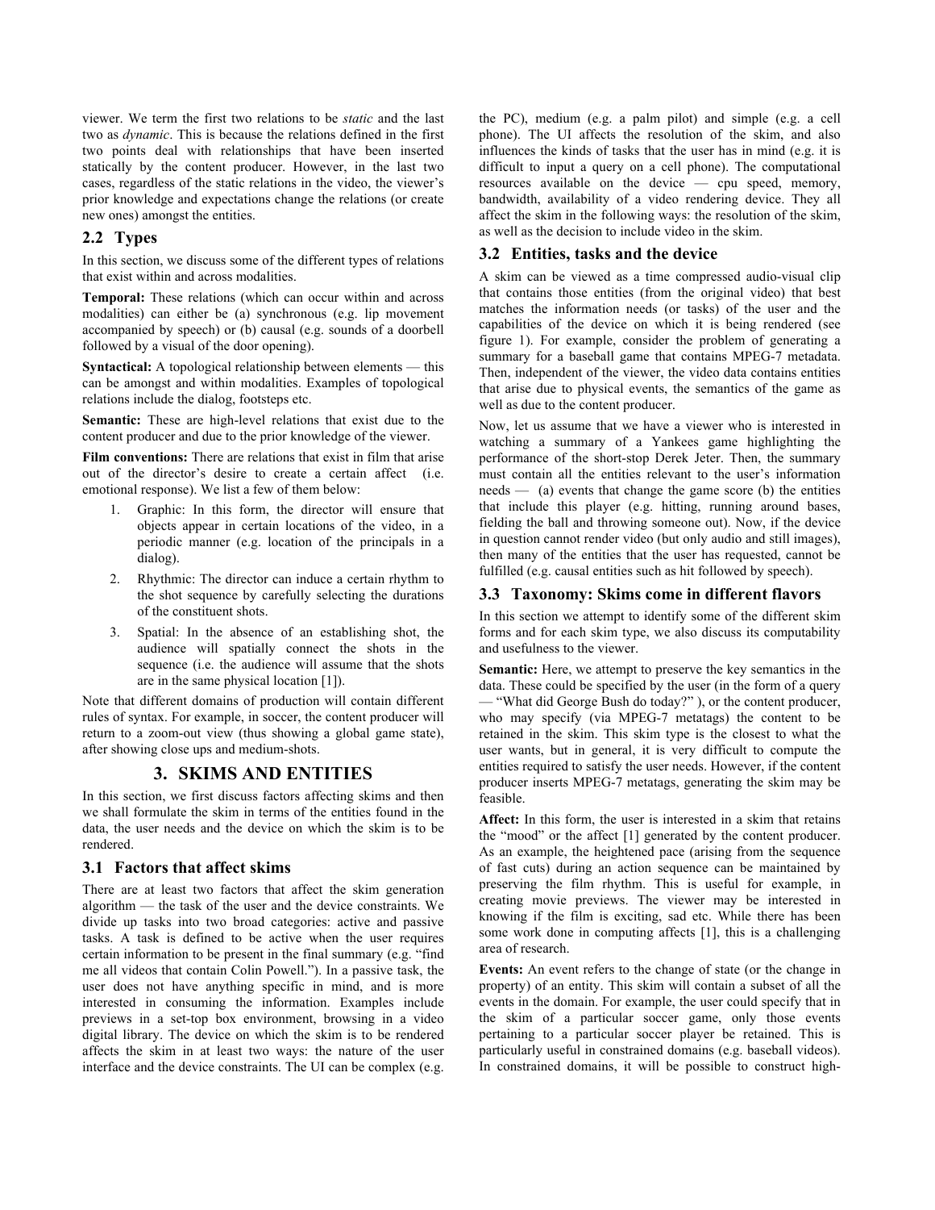viewer. We term the first two relations to be *static* and the last two as *dynamic*. This is because the relations defined in the first two points deal with relationships that have been inserted statically by the content producer. However, in the last two cases, regardless of the static relations in the video, the viewer's prior knowledge and expectations change the relations (or create new ones) amongst the entities.

## 2.2 Types

In this section, we discuss some of the different types of relations that exist within and across modalities.

**Temporal:** These relations (which can occur within and across modalities) can either be (a) synchronous (e.g. lip movement accompanied by speech) or (b) causal (e.g. sounds of a doorbell followed by a visual of the door opening).

**Syntactical:** A topological relationship between elements — this can be amongst and within modalities. Examples of topological relations include the dialog, footsteps etc.

**Semantic:** These are high-level relations that exist due to the content producer and due to the prior knowledge of the viewer.

**Film conventions:** There are relations that exist in film that arise out of the director's desire to create a certain affect (i.e. emotional response). We list a few of them below:

1. Graphic: In this form, the director will ensure that objects appear in certain locations of the video, in a periodic manner (e.g. location of the principals in a dialog).
2. Rhythmic: The director can induce a certain rhythm to the shot sequence by carefully selecting the durations of the constituent shots.
3. Spatial: In the absence of an establishing shot, the audience will spatially connect the shots in the sequence (i.e. the audience will assume that the shots are in the same physical location [1]).

Note that different domains of production will contain different rules of syntax. For example, in soccer, the content producer will return to a zoom-out view (thus showing a global game state), after showing close ups and medium-shots.

# 3. SKIMS AND ENTITIES

In this section, we first discuss factors affecting skims and then we shall formulate the skim in terms of the entities found in the data, the user needs and the device on which the skim is to be rendered.

## 3.1 Factors that affect skims

There are at least two factors that affect the skim generation algorithm — the task of the user and the device constraints. We divide up tasks into two broad categories: active and passive tasks. A task is defined to be active when the user requires certain information to be present in the final summary (e.g. "find me all videos that contain Colin Powell."). In a passive task, the user does not have anything specific in mind, and is more interested in consuming the information. Examples include previews in a set-top box environment, browsing in a video digital library. The device on which the skim is to be rendered affects the skim in at least two ways: the nature of the user interface and the device constraints. The UI can be complex (e.g. the PC), medium (e.g. a palm pilot) and simple (e.g. a cell phone). The UI affects the resolution of the skim, and also influences the kinds of tasks that the user has in mind (e.g. it is difficult to input a query on a cell phone). The computational resources available on the device — cpu speed, memory, bandwidth, availability of a video rendering device. They all affect the skim in the following ways: the resolution of the skim, as well as the decision to include video in the skim.

## 3.2 Entities, tasks and the device

A skim can be viewed as a time compressed audio-visual clip that contains those entities (from the original video) that best matches the information needs (or tasks) of the user and the capabilities of the device on which it is being rendered (see figure 1). For example, consider the problem of generating a summary for a baseball game that contains MPEG-7 metadata. Then, independent of the viewer, the video data contains entities that arise due to physical events, the semantics of the game as well as due to the content producer.

Now, let us assume that we have a viewer who is interested in watching a summary of a Yankees game highlighting the performance of the short-stop Derek Jeter. Then, the summary must contain all the entities relevant to the user's information needs — (a) events that change the game score (b) the entities that include this player (e.g. hitting, running around bases, fielding the ball and throwing someone out). Now, if the device in question cannot render video (but only audio and still images), then many of the entities that the user has requested, cannot be fulfilled (e.g. causal entities such as hit followed by speech).

## 3.3 Taxonomy: Skims come in different flavors

In this section we attempt to identify some of the different skim forms and for each skim type, we also discuss its computability and usefulness to the viewer.

**Semantic:** Here, we attempt to preserve the key semantics in the data. These could be specified by the user (in the form of a query — "What did George Bush do today?" ), or the content producer, who may specify (via MPEG-7 metatags) the content to be retained in the skim. This skim type is the closest to what the user wants, but in general, it is very difficult to compute the entities required to satisfy the user needs. However, if the content producer inserts MPEG-7 metatags, generating the skim may be feasible.

**Affect:** In this form, the user is interested in a skim that retains the "mood" or the affect [1] generated by the content producer. As an example, the heightened pace (arising from the sequence of fast cuts) during an action sequence can be maintained by preserving the film rhythm. This is useful for example, in creating movie previews. The viewer may be interested in knowing if the film is exciting, sad etc. While there has been some work done in computing affects [1], this is a challenging area of research.

**Events:** An event refers to the change of state (or the change in property) of an entity. This skim will contain a subset of all the events in the domain. For example, the user could specify that in the skim of a particular soccer game, only those events pertaining to a particular soccer player be retained. This is particularly useful in constrained domains (e.g. baseball videos). In constrained domains, it will be possible to construct high-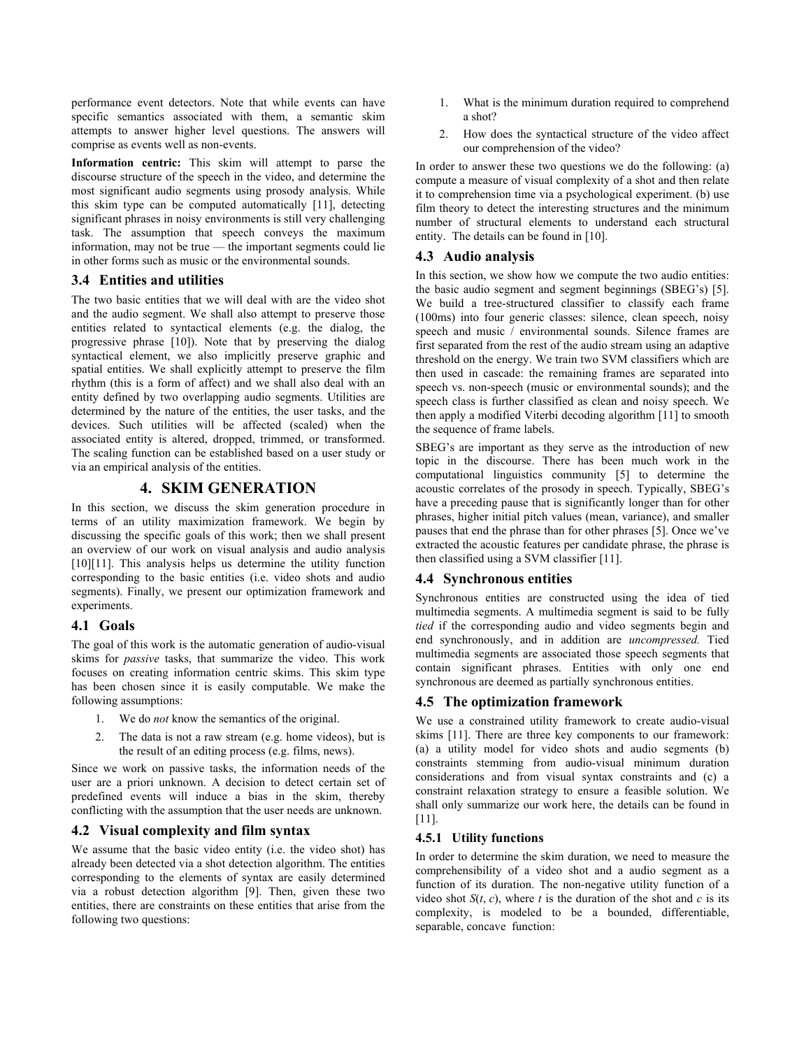performance event detectors. Note that while events can have specific semantics associated with them, a semantic skim attempts to answer higher level questions. The answers will comprise as events well as non-events.

**Information centric:** This skim will attempt to parse the discourse structure of the speech in the video, and determine the most significant audio segments using prosody analysis. While this skim type can be computed automatically [11], detecting significant phrases in noisy environments is still very challenging task. The assumption that speech conveys the maximum information, may not be true — the important segments could lie in other forms such as music or the environmental sounds.

### 3.4 Entities and utilities

The two basic entities that we will deal with are the video shot and the audio segment. We shall also attempt to preserve those entities related to syntactical elements (e.g. the dialog, the progressive phrase [10]). Note that by preserving the dialog syntactical element, we also implicitly preserve graphic and spatial entities. We shall explicitly attempt to preserve the film rhythm (this is a form of affect) and we shall also deal with an entity defined by two overlapping audio segments. Utilities are determined by the nature of the entities, the user tasks, and the devices. Such utilities will be affected (scaled) when the associated entity is altered, dropped, trimmed, or transformed. The scaling function can be established based on a user study or via an empirical analysis of the entities.

## 4. SKIM GENERATION

In this section, we discuss the skim generation procedure in terms of an utility maximization framework. We begin by discussing the specific goals of this work; then we shall present an overview of our work on visual analysis and audio analysis [10][11]. This analysis helps us determine the utility function corresponding to the basic entities (i.e. video shots and audio segments). Finally, we present our optimization framework and experiments.

### 4.1 Goals

The goal of this work is the automatic generation of audio-visual skims for *passive* tasks, that summarize the video. This work focuses on creating information centric skims. This skim type has been chosen since it is easily computable. We make the following assumptions:

1. We do *not* know the semantics of the original.
2. The data is not a raw stream (e.g. home videos), but is the result of an editing process (e.g. films, news).

Since we work on passive tasks, the information needs of the user are a priori unknown. A decision to detect certain set of predefined events will induce a bias in the skim, thereby conflicting with the assumption that the user needs are unknown.

### 4.2 Visual complexity and film syntax

We assume that the basic video entity (i.e. the video shot) has already been detected via a shot detection algorithm. The entities corresponding to the elements of syntax are easily determined via a robust detection algorithm [9]. Then, given these two entities, there are constraints on these entities that arise from the following two questions:

1. What is the minimum duration required to comprehend a shot?
2. How does the syntactical structure of the video affect our comprehension of the video?

In order to answer these two questions we do the following: (a) compute a measure of visual complexity of a shot and then relate it to comprehension time via a psychological experiment. (b) use film theory to detect the interesting structures and the minimum number of structural elements to understand each structural entity. The details can be found in [10].

### 4.3 Audio analysis

In this section, we show how we compute the two audio entities: the basic audio segment and segment beginnings (SBEG's) [5]. We build a tree-structured classifier to classify each frame (100ms) into four generic classes: silence, clean speech, noisy speech and music / environmental sounds. Silence frames are first separated from the rest of the audio stream using an adaptive threshold on the energy. We train two SVM classifiers which are then used in cascade: the remaining frames are separated into speech vs. non-speech (music or environmental sounds); and the speech class is further classified as clean and noisy speech. We then apply a modified Viterbi decoding algorithm [11] to smooth the sequence of frame labels.

SBEG's are important as they serve as the introduction of new topic in the discourse. There has been much work in the computational linguistics community [5] to determine the acoustic correlates of the prosody in speech. Typically, SBEG's have a preceding pause that is significantly longer than for other phrases, higher initial pitch values (mean, variance), and smaller pauses that end the phrase than for other phrases [5]. Once we've extracted the acoustic features per candidate phrase, the phrase is then classified using a SVM classifier [11].

### 4.4 Synchronous entities

Synchronous entities are constructed using the idea of tied multimedia segments. A multimedia segment is said to be fully *tied* if the corresponding audio and video segments begin and end synchronously, and in addition are *uncompressed.* Tied multimedia segments are associated those speech segments that contain significant phrases. Entities with only one end synchronous are deemed as partially synchronous entities.

### 4.5 The optimization framework

We use a constrained utility framework to create audio-visual skims [11]. There are three key components to our framework: (a) a utility model for video shots and audio segments (b) constraints stemming from audio-visual minimum duration considerations and from visual syntax constraints and (c) a constraint relaxation strategy to ensure a feasible solution. We shall only summarize our work here, the details can be found in [11].

#### 4.5.1 Utility functions

In order to determine the skim duration, we need to measure the comprehensibility of a video shot and a audio segment as a function of its duration. The non-negative utility function of a video shot $S(t, c)$, where $t$ is the duration of the shot and $c$ is its complexity, is modeled to be a bounded, differentiable, separable, concave function: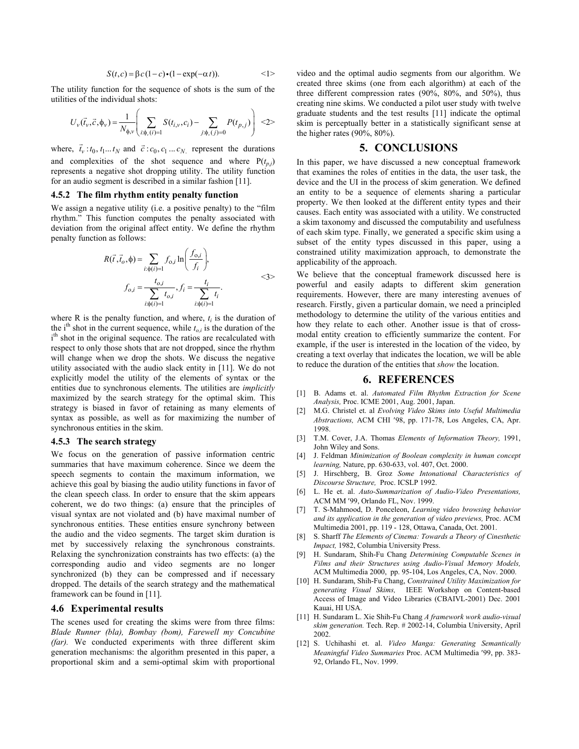$$S(t,c) = \beta c(1-c) \cdot (1-\exp(-\alpha t)). \qquad <1>$$

The utility function for the sequence of shots is the sum of the utilities of the individual shots:

$$U_v(\vec{t}_v, \vec{c}, \phi_v) = \frac{1}{N_{\phi,v}} \left( \sum_{i:\phi_v(i)=1} S(t_{i,v}, c_i) - \sum_{j:\phi_v(j)=0} P(t_{p,j}) \right) \quad <2>$$

where, $\vec{t}_v : t_0, t_1 \ldots t_N$ and $\vec{c} : c_0, c_1 \ldots c_N$ represent the durations and complexities of the shot sequence and where $P(t_{p,j})$ represents a negative shot dropping utility. The utility function for an audio segment is described in a similar fashion [11].

### 4.5.2 The film rhythm entity penalty function

We assign a negative utility (i.e. a positive penalty) to the "film rhythm." This function computes the penalty associated with deviation from the original affect entity. We define the rhythm penalty function as follows:

$$R(\vec{t}, \vec{t}_o, \phi) = \sum_{i:\phi(i)=1} f_{o,i} \ln\left(\frac{f_{o,i}}{f_i}\right),$$
$$f_{o,i} = \frac{t_{o,i}}{\sum_{i:\phi(i)=1} t_{o,i}}, \; f_i = \frac{t_i}{\sum_{i:\phi(i)=1} t_i}. \qquad <3>$$

where R is the penalty function, and where, $t_i$ is the duration of the $i^{th}$ shot in the current sequence, while $t_{o,i}$ is the duration of the $i^{th}$ shot in the original sequence. The ratios are recalculated with respect to only those shots that are not dropped, since the rhythm will change when we drop the shots. We discuss the negative utility associated with the audio slack entity in [11]. We do not explicitly model the utility of the elements of syntax or the entities due to synchronous elements. The utilities are *implicitly* maximized by the search strategy for the optimal skim. This strategy is biased in favor of retaining as many elements of syntax as possible, as well as for maximizing the number of synchronous entities in the skim.

### 4.5.3 The search strategy

We focus on the generation of passive information centric summaries that have maximum coherence. Since we deem the speech segments to contain the maximum information, we achieve this goal by biasing the audio utility functions in favor of the clean speech class. In order to ensure that the skim appears coherent, we do two things: (a) ensure that the principles of visual syntax are not violated and (b) have maximal number of synchronous entities. These entities ensure synchrony between the audio and the video segments. The target skim duration is met by successively relaxing the synchronous constraints. Relaxing the synchronization constraints has two effects: (a) the corresponding audio and video segments are no longer synchronized (b) they can be compressed and if necessary dropped. The details of the search strategy and the mathematical framework can be found in [11].

## 4.6 Experimental results

The scenes used for creating the skims were from three films: *Blade Runner (bla), Bombay (bom), Farewell my Concubine (far).* We conducted experiments with three different skim generation mechanisms: the algorithm presented in this paper, a proportional skim and a semi-optimal skim with proportional video and the optimal audio segments from our algorithm. We created three skims (one from each algorithm) at each of the three different compression rates (90%, 80%, and 50%), thus creating nine skims. We conducted a pilot user study with twelve graduate students and the test results [11] indicate the optimal skim is perceptually better in a statistically significant sense at the higher rates (90%, 80%).

# 5. CONCLUSIONS

In this paper, we have discussed a new conceptual framework that examines the roles of entities in the data, the user task, the device and the UI in the process of skim generation. We defined an entity to be a sequence of elements sharing a particular property. We then looked at the different entity types and their causes. Each entity was associated with a utility. We constructed a skim taxonomy and discussed the computability and usefulness of each skim type. Finally, we generated a specific skim using a subset of the entity types discussed in this paper, using a constrained utility maximization approach, to demonstrate the applicability of the approach.

We believe that the conceptual framework discussed here is powerful and easily adapts to different skim generation requirements. However, there are many interesting avenues of research. Firstly, given a particular domain, we need a principled methodology to determine the utility of the various entities and how they relate to each other. Another issue is that of cross-modal entity creation to efficiently summarize the content. For example, if the user is interested in the location of the video, by creating a text overlay that indicates the location, we will be able to reduce the duration of the entities that *show* the location.

# 6. REFERENCES

[1] B. Adams et. al. *Automated Film Rhythm Extraction for Scene Analysis,* Proc. ICME 2001, Aug. 2001, Japan.

[2] M.G. Christel et. al *Evolving Video Skims into Useful Multimedia Abstractions,* ACM CHI '98, pp. 171-78, Los Angeles, CA, Apr. 1998.

[3] T.M. Cover, J.A. Thomas *Elements of Information Theory,* 1991, John Wiley and Sons.

[4] J. Feldman *Minimization of Boolean complexity in human concept learning,* Nature, pp. 630-633, vol. 407, Oct. 2000.

[5] J. Hirschberg, B. Groz *Some Intonational Characteristics of Discourse Structure,* Proc. ICSLP 1992.

[6] L. He et. al. *Auto-Summarization of Audio-Video Presentations,* ACM MM '99, Orlando FL, Nov. 1999.

[7] T. S-Mahmood, D. Ponceleon, *Learning video browsing behavior and its application in the generation of video previews,* Proc. ACM Multimedia 2001, pp. 119 - 128, Ottawa, Canada, Oct. 2001.

[8] S. Sharff *The Elements of Cinema: Towards a Theory of Cinesthetic Impact,* 1982, Columbia University Press.

[9] H. Sundaram, Shih-Fu Chang *Determining Computable Scenes in Films and their Structures using Audio-Visual Memory Models,* ACM Multimedia 2000, pp. 95-104, Los Angeles, CA, Nov. 2000.

[10] H. Sundaram, Shih-Fu Chang, *Constrained Utility Maximization for generating Visual Skims,* IEEE Workshop on Content-based Access of Image and Video Libraries (CBAIVL-2001) Dec. 2001 Kauai, HI USA.

[11] H. Sundaram L. Xie Shih-Fu Chang *A framework work audio-visual skim generation.* Tech. Rep. # 2002-14, Columbia University, April 2002.

[12] S. Uchihashi et. al. *Video Manga: Generating Semantically Meaningful Video Summaries* Proc. ACM Multimedia '99, pp. 383-92, Orlando FL, Nov. 1999.